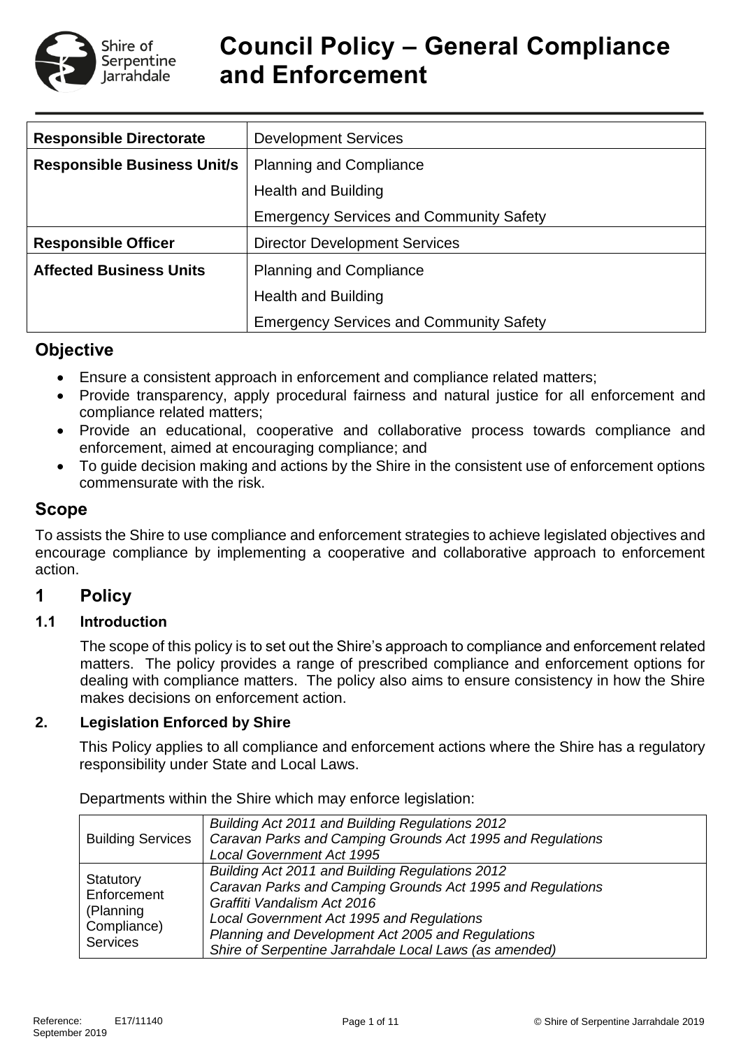# Council Policy – General Compliance and Enforcement

| Responsible Directorate | Development Services |
|---|---|
| Responsible Business Unit/s | Planning and Compliance<br>Health and Building<br>Emergency Services and Community Safety |
| Responsible Officer | Director Development Services |
| Affected Business Units | Planning and Compliance<br>Health and Building<br>Emergency Services and Community Safety |

## Objective

- Ensure a consistent approach in enforcement and compliance related matters;
- Provide transparency, apply procedural fairness and natural justice for all enforcement and compliance related matters;
- Provide an educational, cooperative and collaborative process towards compliance and enforcement, aimed at encouraging compliance; and
- To guide decision making and actions by the Shire in the consistent use of enforcement options commensurate with the risk.

## Scope

To assists the Shire to use compliance and enforcement strategies to achieve legislated objectives and encourage compliance by implementing a cooperative and collaborative approach to enforcement action.

## 1 Policy

### 1.1 Introduction

The scope of this policy is to set out the Shire's approach to compliance and enforcement related matters. The policy provides a range of prescribed compliance and enforcement options for dealing with compliance matters. The policy also aims to ensure consistency in how the Shire makes decisions on enforcement action.

### 2. Legislation Enforced by Shire

This Policy applies to all compliance and enforcement actions where the Shire has a regulatory responsibility under State and Local Laws.

Departments within the Shire which may enforce legislation:

| | |
|---|---|
| Building Services | *Building Act 2011 and Building Regulations 2012*<br>*Caravan Parks and Camping Grounds Act 1995 and Regulations*<br>*Local Government Act 1995* |
| Statutory Enforcement (Planning Compliance) Services | *Building Act 2011 and Building Regulations 2012*<br>*Caravan Parks and Camping Grounds Act 1995 and Regulations*<br>*Graffiti Vandalism Act 2016*<br>*Local Government Act 1995 and Regulations*<br>*Planning and Development Act 2005 and Regulations*<br>*Shire of Serpentine Jarrahdale Local Laws (as amended)* |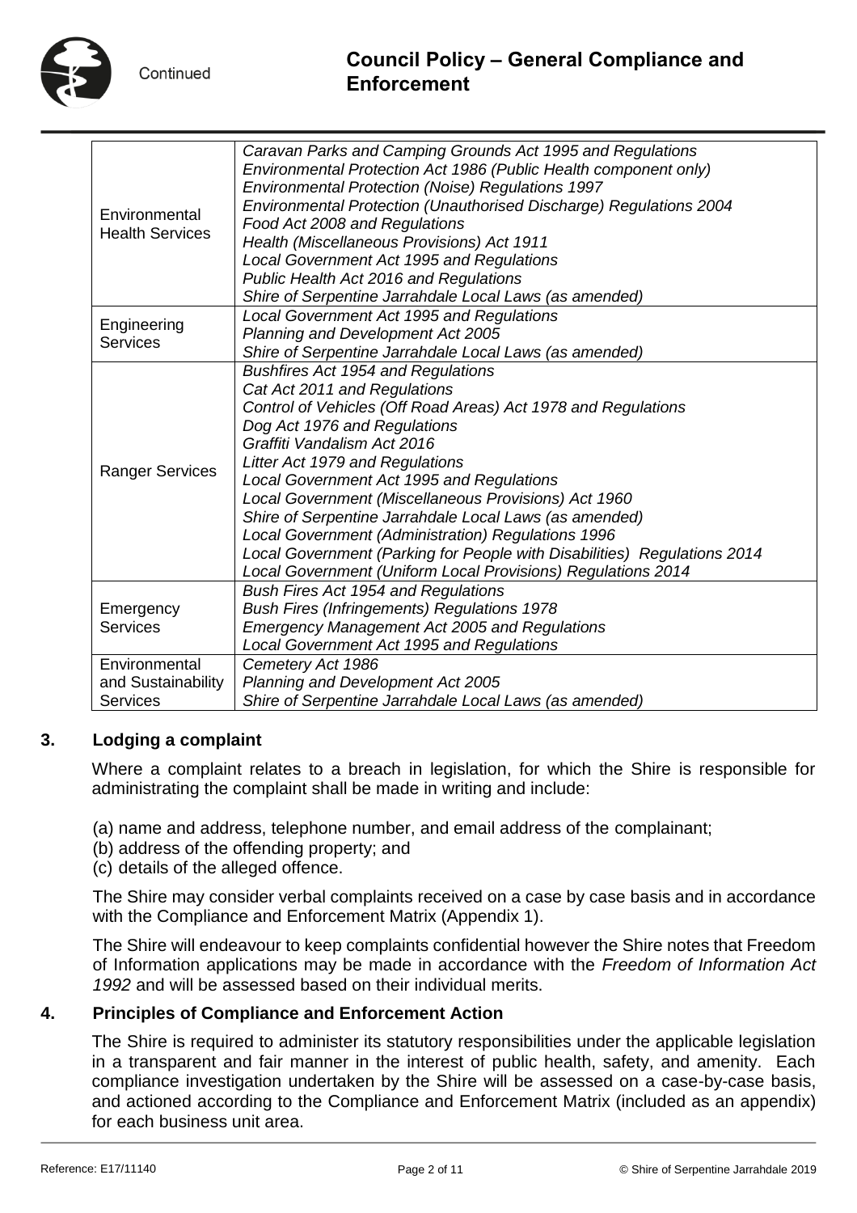| | |
|---|---|
| Environmental Health Services | *Caravan Parks and Camping Grounds Act 1995 and Regulations*<br>*Environmental Protection Act 1986 (Public Health component only)*<br>*Environmental Protection (Noise) Regulations 1997*<br>*Environmental Protection (Unauthorised Discharge) Regulations 2004*<br>*Food Act 2008 and Regulations*<br>*Health (Miscellaneous Provisions) Act 1911*<br>*Local Government Act 1995 and Regulations*<br>*Public Health Act 2016 and Regulations*<br>*Shire of Serpentine Jarrahdale Local Laws (as amended)* |
| Engineering Services | *Local Government Act 1995 and Regulations*<br>*Planning and Development Act 2005*<br>*Shire of Serpentine Jarrahdale Local Laws (as amended)* |
| Ranger Services | *Bushfires Act 1954 and Regulations*<br>*Cat Act 2011 and Regulations*<br>*Control of Vehicles (Off Road Areas) Act 1978 and Regulations*<br>*Dog Act 1976 and Regulations*<br>*Graffiti Vandalism Act 2016*<br>*Litter Act 1979 and Regulations*<br>*Local Government Act 1995 and Regulations*<br>*Local Government (Miscellaneous Provisions) Act 1960*<br>*Shire of Serpentine Jarrahdale Local Laws (as amended)*<br>*Local Government (Administration) Regulations 1996*<br>*Local Government (Parking for People with Disabilities) Regulations 2014*<br>*Local Government (Uniform Local Provisions) Regulations 2014* |
| Emergency Services | *Bush Fires Act 1954 and Regulations*<br>*Bush Fires (Infringements) Regulations 1978*<br>*Emergency Management Act 2005 and Regulations*<br>*Local Government Act 1995 and Regulations* |
| Environmental and Sustainability Services | *Cemetery Act 1986*<br>*Planning and Development Act 2005*<br>*Shire of Serpentine Jarrahdale Local Laws (as amended)* |

## 3. Lodging a complaint

Where a complaint relates to a breach in legislation, for which the Shire is responsible for administrating the complaint shall be made in writing and include:

(a) name and address, telephone number, and email address of the complainant;
(b) address of the offending property; and
(c) details of the alleged offence.

The Shire may consider verbal complaints received on a case by case basis and in accordance with the Compliance and Enforcement Matrix (Appendix 1).

The Shire will endeavour to keep complaints confidential however the Shire notes that Freedom of Information applications may be made in accordance with the *Freedom of Information Act 1992* and will be assessed based on their individual merits.

## 4. Principles of Compliance and Enforcement Action

The Shire is required to administer its statutory responsibilities under the applicable legislation in a transparent and fair manner in the interest of public health, safety, and amenity. Each compliance investigation undertaken by the Shire will be assessed on a case-by-case basis, and actioned according to the Compliance and Enforcement Matrix (included as an appendix) for each business unit area.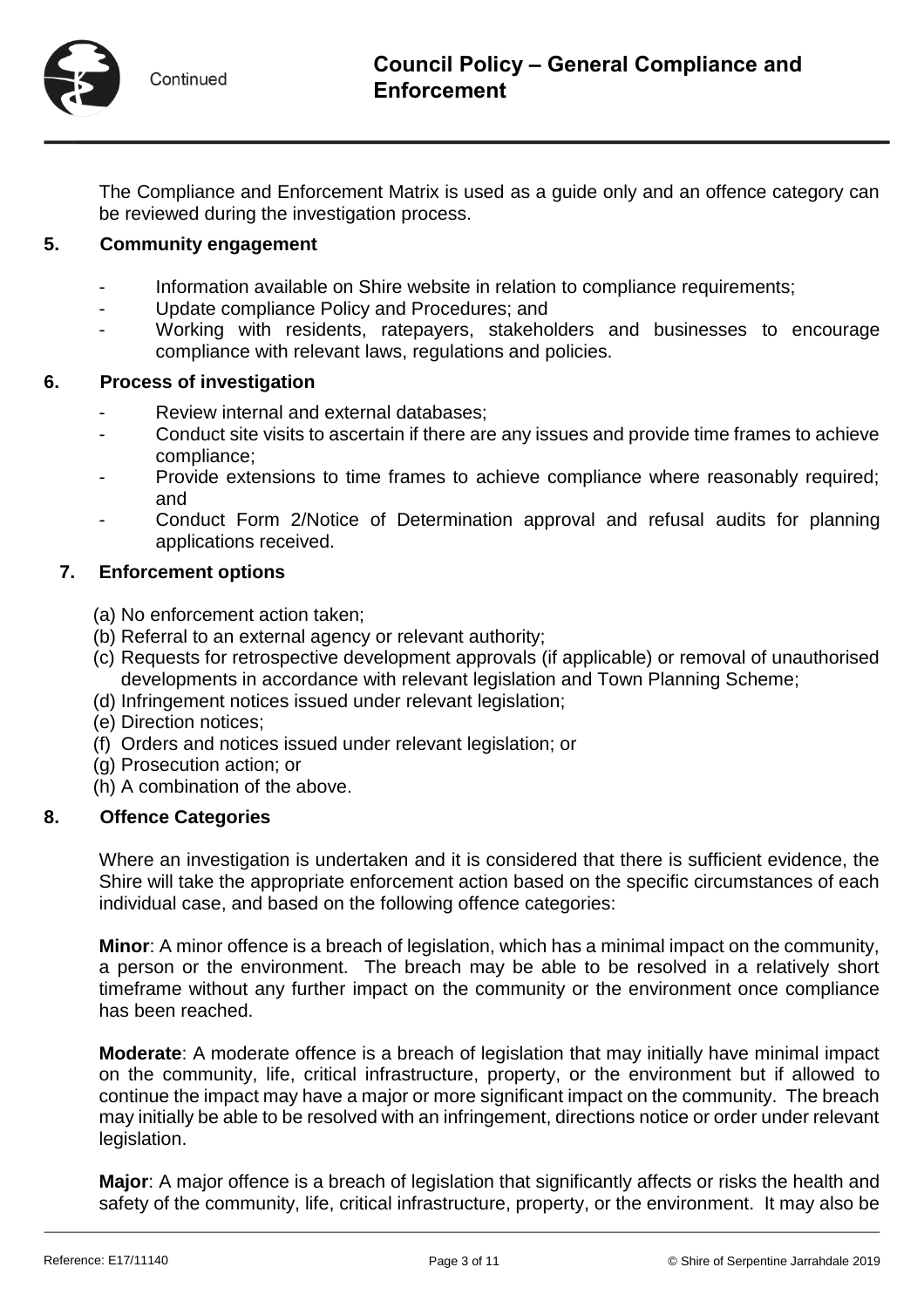The Compliance and Enforcement Matrix is used as a guide only and an offence category can be reviewed during the investigation process.

## 5. Community engagement

- Information available on Shire website in relation to compliance requirements;
- Update compliance Policy and Procedures; and
- Working with residents, ratepayers, stakeholders and businesses to encourage compliance with relevant laws, regulations and policies.

## 6. Process of investigation

- Review internal and external databases;
- Conduct site visits to ascertain if there are any issues and provide time frames to achieve compliance;
- Provide extensions to time frames to achieve compliance where reasonably required; and
- Conduct Form 2/Notice of Determination approval and refusal audits for planning applications received.

## 7. Enforcement options

(a) No enforcement action taken;
(b) Referral to an external agency or relevant authority;
(c) Requests for retrospective development approvals (if applicable) or removal of unauthorised developments in accordance with relevant legislation and Town Planning Scheme;
(d) Infringement notices issued under relevant legislation;
(e) Direction notices;
(f) Orders and notices issued under relevant legislation; or
(g) Prosecution action; or
(h) A combination of the above.

## 8. Offence Categories

Where an investigation is undertaken and it is considered that there is sufficient evidence, the Shire will take the appropriate enforcement action based on the specific circumstances of each individual case, and based on the following offence categories:

**Minor**: A minor offence is a breach of legislation, which has a minimal impact on the community, a person or the environment. The breach may be able to be resolved in a relatively short timeframe without any further impact on the community or the environment once compliance has been reached.

**Moderate**: A moderate offence is a breach of legislation that may initially have minimal impact on the community, life, critical infrastructure, property, or the environment but if allowed to continue the impact may have a major or more significant impact on the community. The breach may initially be able to be resolved with an infringement, directions notice or order under relevant legislation.

**Major**: A major offence is a breach of legislation that significantly affects or risks the health and safety of the community, life, critical infrastructure, property, or the environment. It may also be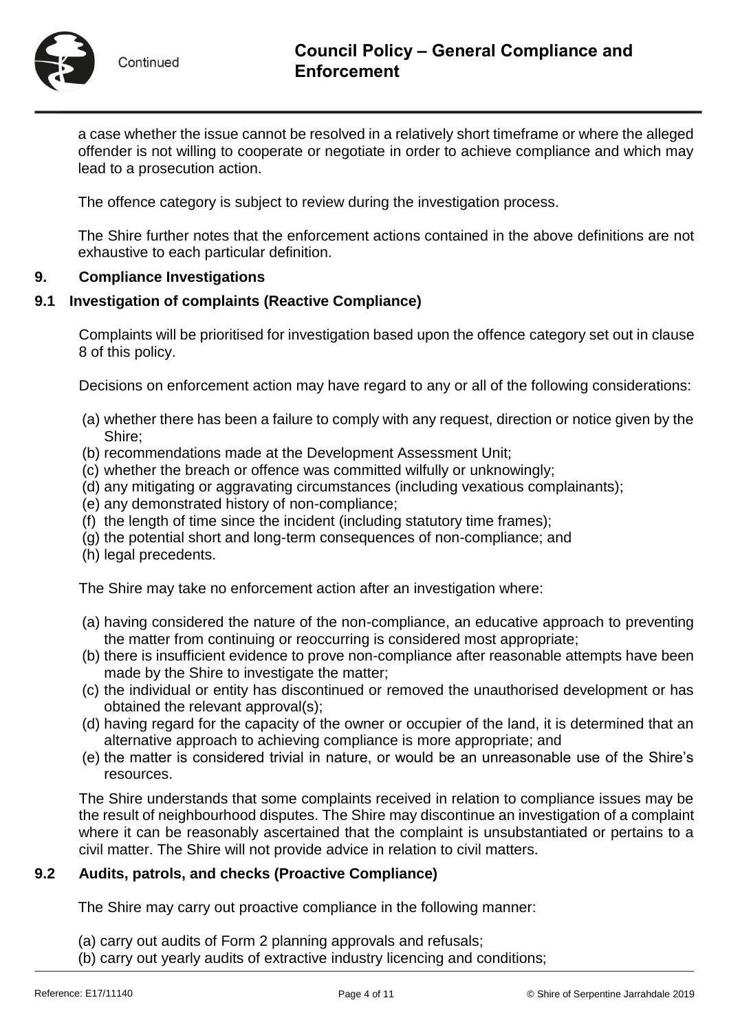a case whether the issue cannot be resolved in a relatively short timeframe or where the alleged offender is not willing to cooperate or negotiate in order to achieve compliance and which may lead to a prosecution action.

The offence category is subject to review during the investigation process.

The Shire further notes that the enforcement actions contained in the above definitions are not exhaustive to each particular definition.

## 9. Compliance Investigations

### 9.1 Investigation of complaints (Reactive Compliance)

Complaints will be prioritised for investigation based upon the offence category set out in clause 8 of this policy.

Decisions on enforcement action may have regard to any or all of the following considerations:

(a) whether there has been a failure to comply with any request, direction or notice given by the Shire;
(b) recommendations made at the Development Assessment Unit;
(c) whether the breach or offence was committed wilfully or unknowingly;
(d) any mitigating or aggravating circumstances (including vexatious complainants);
(e) any demonstrated history of non-compliance;
(f) the length of time since the incident (including statutory time frames);
(g) the potential short and long-term consequences of non-compliance; and
(h) legal precedents.

The Shire may take no enforcement action after an investigation where:

(a) having considered the nature of the non-compliance, an educative approach to preventing the matter from continuing or reoccurring is considered most appropriate;
(b) there is insufficient evidence to prove non-compliance after reasonable attempts have been made by the Shire to investigate the matter;
(c) the individual or entity has discontinued or removed the unauthorised development or has obtained the relevant approval(s);
(d) having regard for the capacity of the owner or occupier of the land, it is determined that an alternative approach to achieving compliance is more appropriate; and
(e) the matter is considered trivial in nature, or would be an unreasonable use of the Shire's resources.

The Shire understands that some complaints received in relation to compliance issues may be the result of neighbourhood disputes. The Shire may discontinue an investigation of a complaint where it can be reasonably ascertained that the complaint is unsubstantiated or pertains to a civil matter. The Shire will not provide advice in relation to civil matters.

### 9.2 Audits, patrols, and checks (Proactive Compliance)

The Shire may carry out proactive compliance in the following manner:

(a) carry out audits of Form 2 planning approvals and refusals;
(b) carry out yearly audits of extractive industry licencing and conditions;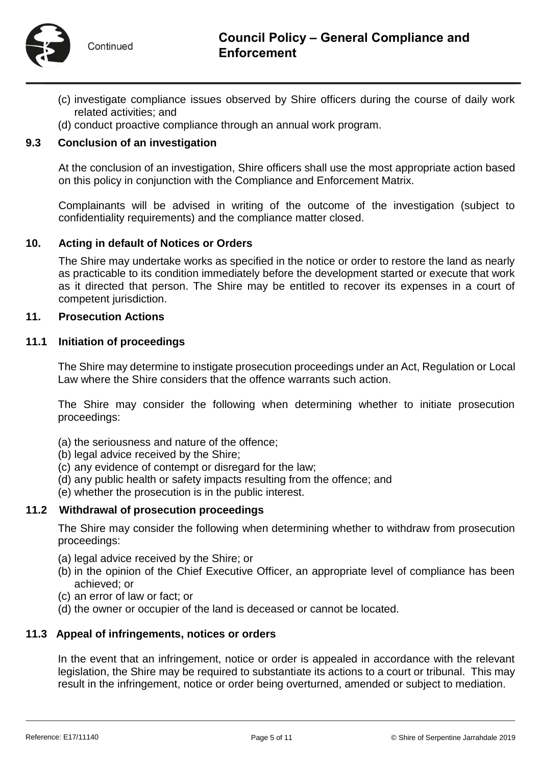(c) investigate compliance issues observed by Shire officers during the course of daily work related activities; and
(d) conduct proactive compliance through an annual work program.

### 9.3 Conclusion of an investigation

At the conclusion of an investigation, Shire officers shall use the most appropriate action based on this policy in conjunction with the Compliance and Enforcement Matrix.

Complainants will be advised in writing of the outcome of the investigation (subject to confidentiality requirements) and the compliance matter closed.

## 10. Acting in default of Notices or Orders

The Shire may undertake works as specified in the notice or order to restore the land as nearly as practicable to its condition immediately before the development started or execute that work as it directed that person. The Shire may be entitled to recover its expenses in a court of competent jurisdiction.

## 11. Prosecution Actions

### 11.1 Initiation of proceedings

The Shire may determine to instigate prosecution proceedings under an Act, Regulation or Local Law where the Shire considers that the offence warrants such action.

The Shire may consider the following when determining whether to initiate prosecution proceedings:

(a) the seriousness and nature of the offence;
(b) legal advice received by the Shire;
(c) any evidence of contempt or disregard for the law;
(d) any public health or safety impacts resulting from the offence; and
(e) whether the prosecution is in the public interest.

### 11.2 Withdrawal of prosecution proceedings

The Shire may consider the following when determining whether to withdraw from prosecution proceedings:

(a) legal advice received by the Shire; or
(b) in the opinion of the Chief Executive Officer, an appropriate level of compliance has been achieved; or
(c) an error of law or fact; or
(d) the owner or occupier of the land is deceased or cannot be located.

### 11.3 Appeal of infringements, notices or orders

In the event that an infringement, notice or order is appealed in accordance with the relevant legislation, the Shire may be required to substantiate its actions to a court or tribunal. This may result in the infringement, notice or order being overturned, amended or subject to mediation.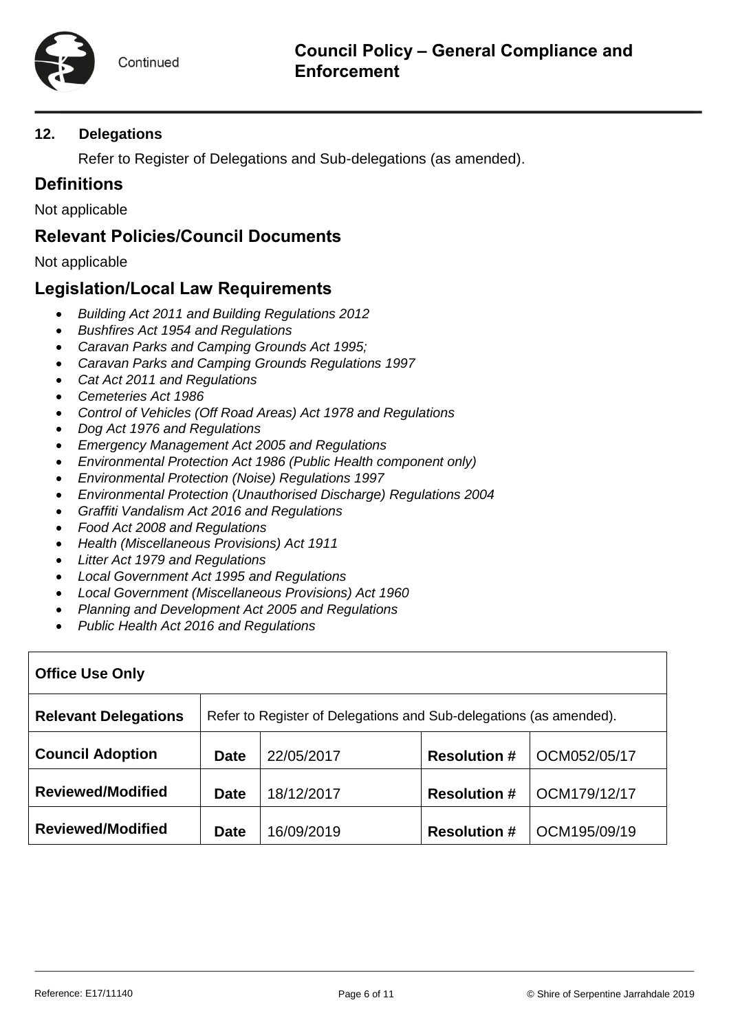## 12. Delegations

Refer to Register of Delegations and Sub-delegations (as amended).

## Definitions

Not applicable

## Relevant Policies/Council Documents

Not applicable

## Legislation/Local Law Requirements

- *Building Act 2011 and Building Regulations 2012*
- *Bushfires Act 1954 and Regulations*
- *Caravan Parks and Camping Grounds Act 1995;*
- *Caravan Parks and Camping Grounds Regulations 1997*
- *Cat Act 2011 and Regulations*
- *Cemeteries Act 1986*
- *Control of Vehicles (Off Road Areas) Act 1978 and Regulations*
- *Dog Act 1976 and Regulations*
- *Emergency Management Act 2005 and Regulations*
- *Environmental Protection Act 1986 (Public Health component only)*
- *Environmental Protection (Noise) Regulations 1997*
- *Environmental Protection (Unauthorised Discharge) Regulations 2004*
- *Graffiti Vandalism Act 2016 and Regulations*
- *Food Act 2008 and Regulations*
- *Health (Miscellaneous Provisions) Act 1911*
- *Litter Act 1979 and Regulations*
- *Local Government Act 1995 and Regulations*
- *Local Government (Miscellaneous Provisions) Act 1960*
- *Planning and Development Act 2005 and Regulations*
- *Public Health Act 2016 and Regulations*

| **Office Use Only** | | | | |
|---|---|---|---|---|
| **Relevant Delegations** | Refer to Register of Delegations and Sub-delegations (as amended). | | | |
| **Council Adoption** | **Date** | 22/05/2017 | **Resolution #** | OCM052/05/17 |
| **Reviewed/Modified** | **Date** | 18/12/2017 | **Resolution #** | OCM179/12/17 |
| **Reviewed/Modified** | **Date** | 16/09/2019 | **Resolution #** | OCM195/09/19 |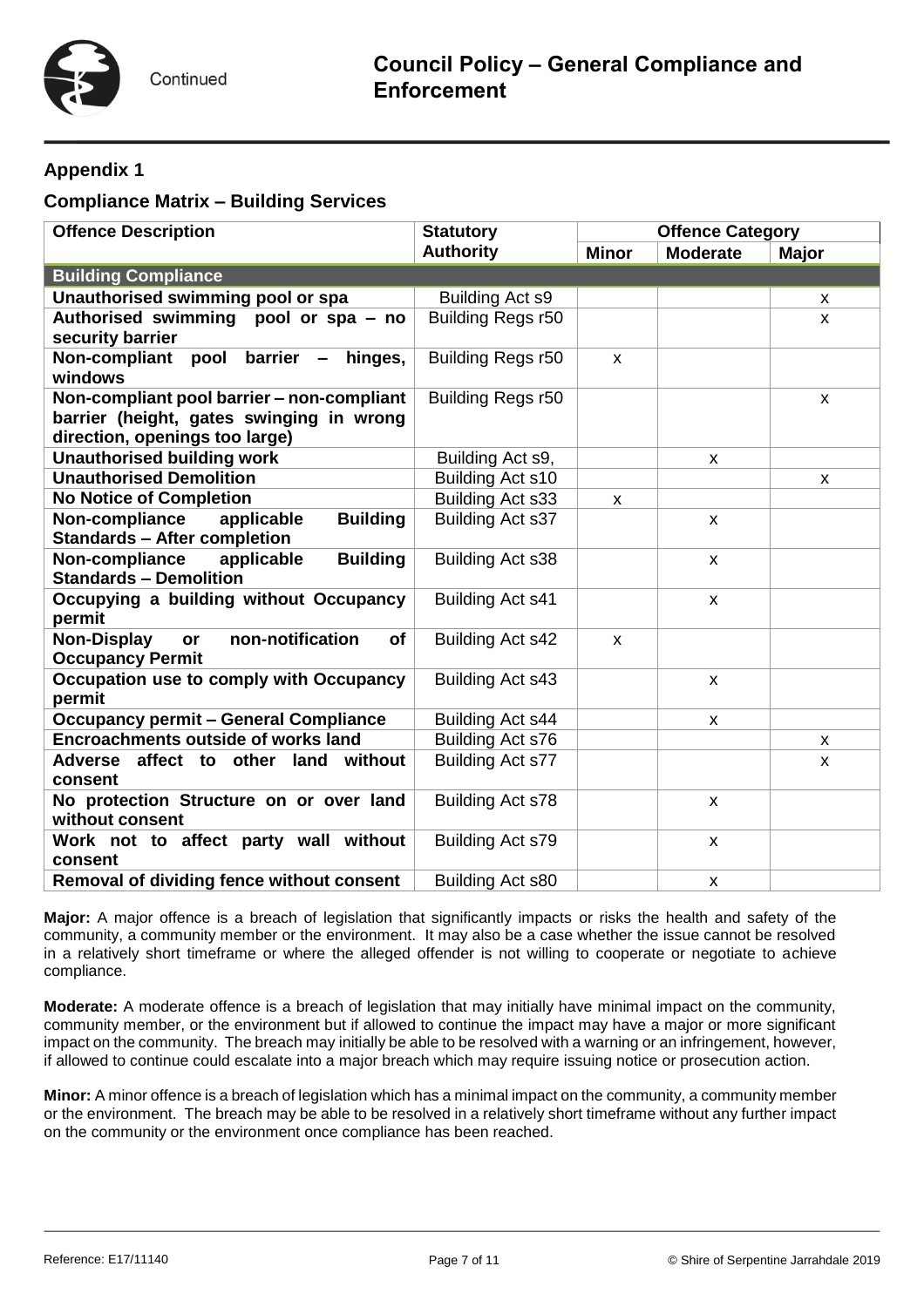## Appendix 1

### Compliance Matrix – Building Services

| Offence Description | Statutory Authority | Offence Category | | |
|---|---|---|---|---|
| | | Minor | Moderate | Major |
| **Building Compliance** | | | | |
| **Unauthorised swimming pool or spa** | Building Act s9 | | | x |
| **Authorised swimming pool or spa – no security barrier** | Building Regs r50 | | | x |
| **Non-compliant pool barrier – hinges, windows** | Building Regs r50 | x | | |
| **Non-compliant pool barrier – non-compliant barrier (height, gates swinging in wrong direction, openings too large)** | Building Regs r50 | | | x |
| **Unauthorised building work** | Building Act s9, | | x | |
| **Unauthorised Demolition** | Building Act s10 | | | x |
| **No Notice of Completion** | Building Act s33 | x | | |
| **Non-compliance applicable Building Standards – After completion** | Building Act s37 | | x | |
| **Non-compliance applicable Building Standards – Demolition** | Building Act s38 | | x | |
| **Occupying a building without Occupancy permit** | Building Act s41 | | x | |
| **Non-Display or non-notification of Occupancy Permit** | Building Act s42 | x | | |
| **Occupation use to comply with Occupancy permit** | Building Act s43 | | x | |
| **Occupancy permit – General Compliance** | Building Act s44 | | x | |
| **Encroachments outside of works land** | Building Act s76 | | | x |
| **Adverse affect to other land without consent** | Building Act s77 | | | x |
| **No protection Structure on or over land without consent** | Building Act s78 | | x | |
| **Work not to affect party wall without consent** | Building Act s79 | | x | |
| **Removal of dividing fence without consent** | Building Act s80 | | x | |

**Major:** A major offence is a breach of legislation that significantly impacts or risks the health and safety of the community, a community member or the environment. It may also be a case whether the issue cannot be resolved in a relatively short timeframe or where the alleged offender is not willing to cooperate or negotiate to achieve compliance.

**Moderate:** A moderate offence is a breach of legislation that may initially have minimal impact on the community, community member, or the environment but if allowed to continue the impact may have a major or more significant impact on the community. The breach may initially be able to be resolved with a warning or an infringement, however, if allowed to continue could escalate into a major breach which may require issuing notice or prosecution action.

**Minor:** A minor offence is a breach of legislation which has a minimal impact on the community, a community member or the environment. The breach may be able to be resolved in a relatively short timeframe without any further impact on the community or the environment once compliance has been reached.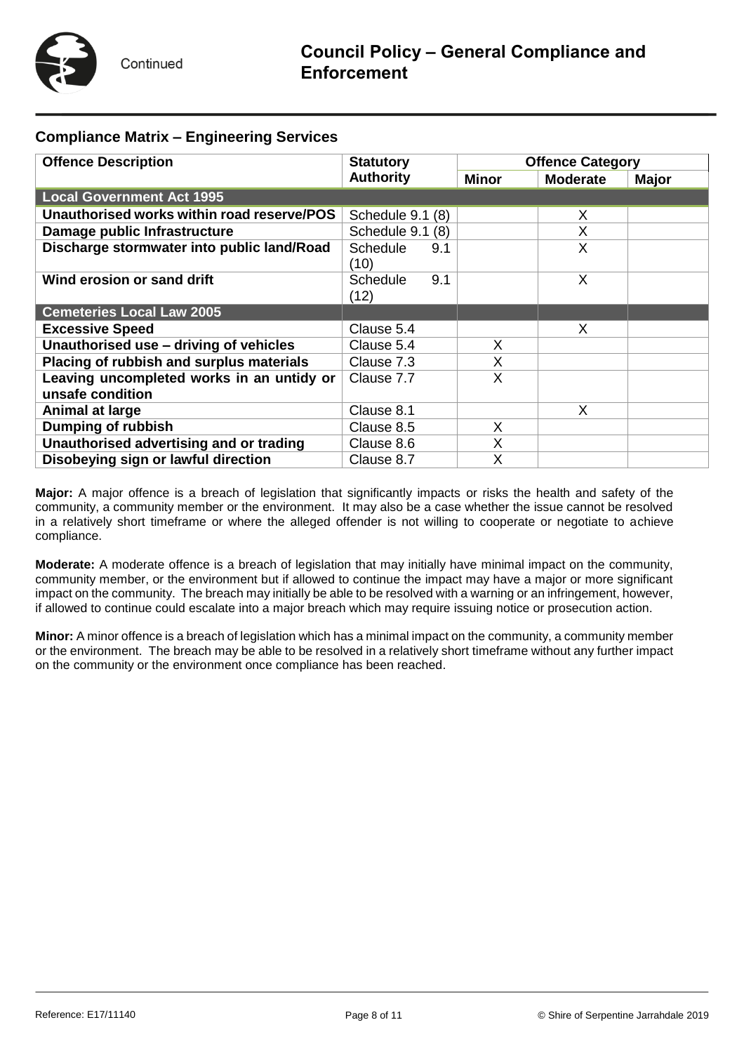## Compliance Matrix – Engineering Services

| Offence Description | Statutory Authority | Offence Category | | |
|---|---|---|---|---|
| | | Minor | Moderate | Major |
| **Local Government Act 1995** | | | | |
| **Unauthorised works within road reserve/POS** | Schedule 9.1 (8) | | X | |
| **Damage public Infrastructure** | Schedule 9.1 (8) | | X | |
| **Discharge stormwater into public land/Road** | Schedule 9.1 (10) | | X | |
| **Wind erosion or sand drift** | Schedule 9.1 (12) | | X | |
| **Cemeteries Local Law 2005** | | | | |
| **Excessive Speed** | Clause 5.4 | | X | |
| **Unauthorised use – driving of vehicles** | Clause 5.4 | X | | |
| **Placing of rubbish and surplus materials** | Clause 7.3 | X | | |
| **Leaving uncompleted works in an untidy or unsafe condition** | Clause 7.7 | X | | |
| **Animal at large** | Clause 8.1 | | X | |
| **Dumping of rubbish** | Clause 8.5 | X | | |
| **Unauthorised advertising and or trading** | Clause 8.6 | X | | |
| **Disobeying sign or lawful direction** | Clause 8.7 | X | | |

**Major:** A major offence is a breach of legislation that significantly impacts or risks the health and safety of the community, a community member or the environment. It may also be a case whether the issue cannot be resolved in a relatively short timeframe or where the alleged offender is not willing to cooperate or negotiate to achieve compliance.

**Moderate:** A moderate offence is a breach of legislation that may initially have minimal impact on the community, community member, or the environment but if allowed to continue the impact may have a major or more significant impact on the community. The breach may initially be able to be resolved with a warning or an infringement, however, if allowed to continue could escalate into a major breach which may require issuing notice or prosecution action.

**Minor:** A minor offence is a breach of legislation which has a minimal impact on the community, a community member or the environment. The breach may be able to be resolved in a relatively short timeframe without any further impact on the community or the environment once compliance has been reached.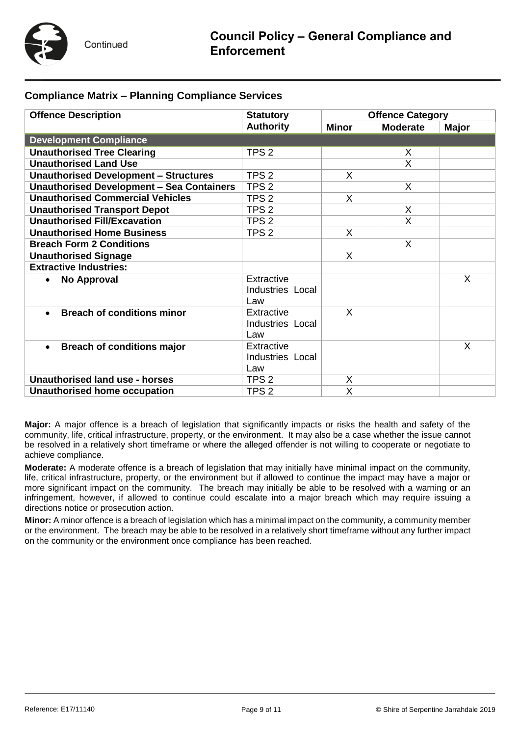## Compliance Matrix – Planning Compliance Services

| Offence Description | Statutory Authority | Offence Category | | |
|---|---|---|---|---|
| | | Minor | Moderate | Major |
| **Development Compliance** | | | | |
| **Unauthorised Tree Clearing** | TPS 2 | | X | |
| **Unauthorised Land Use** | | | X | |
| **Unauthorised Development – Structures** | TPS 2 | X | | |
| **Unauthorised Development – Sea Containers** | TPS 2 | | X | |
| **Unauthorised Commercial Vehicles** | TPS 2 | X | | |
| **Unauthorised Transport Depot** | TPS 2 | | X | |
| **Unauthorised Fill/Excavation** | TPS 2 | | X | |
| **Unauthorised Home Business** | TPS 2 | X | | |
| **Breach Form 2 Conditions** | | | X | |
| **Unauthorised Signage** | | X | | |
| **Extractive Industries:** | | | | |
| • **No Approval** | Extractive Industries Local Law | | | X |
| • **Breach of conditions minor** | Extractive Industries Local Law | X | | |
| • **Breach of conditions major** | Extractive Industries Local Law | | | X |
| **Unauthorised land use - horses** | TPS 2 | X | | |
| **Unauthorised home occupation** | TPS 2 | X | | |

**Major:** A major offence is a breach of legislation that significantly impacts or risks the health and safety of the community, life, critical infrastructure, property, or the environment. It may also be a case whether the issue cannot be resolved in a relatively short timeframe or where the alleged offender is not willing to cooperate or negotiate to achieve compliance.

**Moderate:** A moderate offence is a breach of legislation that may initially have minimal impact on the community, life, critical infrastructure, property, or the environment but if allowed to continue the impact may have a major or more significant impact on the community. The breach may initially be able to be resolved with a warning or an infringement, however, if allowed to continue could escalate into a major breach which may require issuing a directions notice or prosecution action.

**Minor:** A minor offence is a breach of legislation which has a minimal impact on the community, a community member or the environment. The breach may be able to be resolved in a relatively short timeframe without any further impact on the community or the environment once compliance has been reached.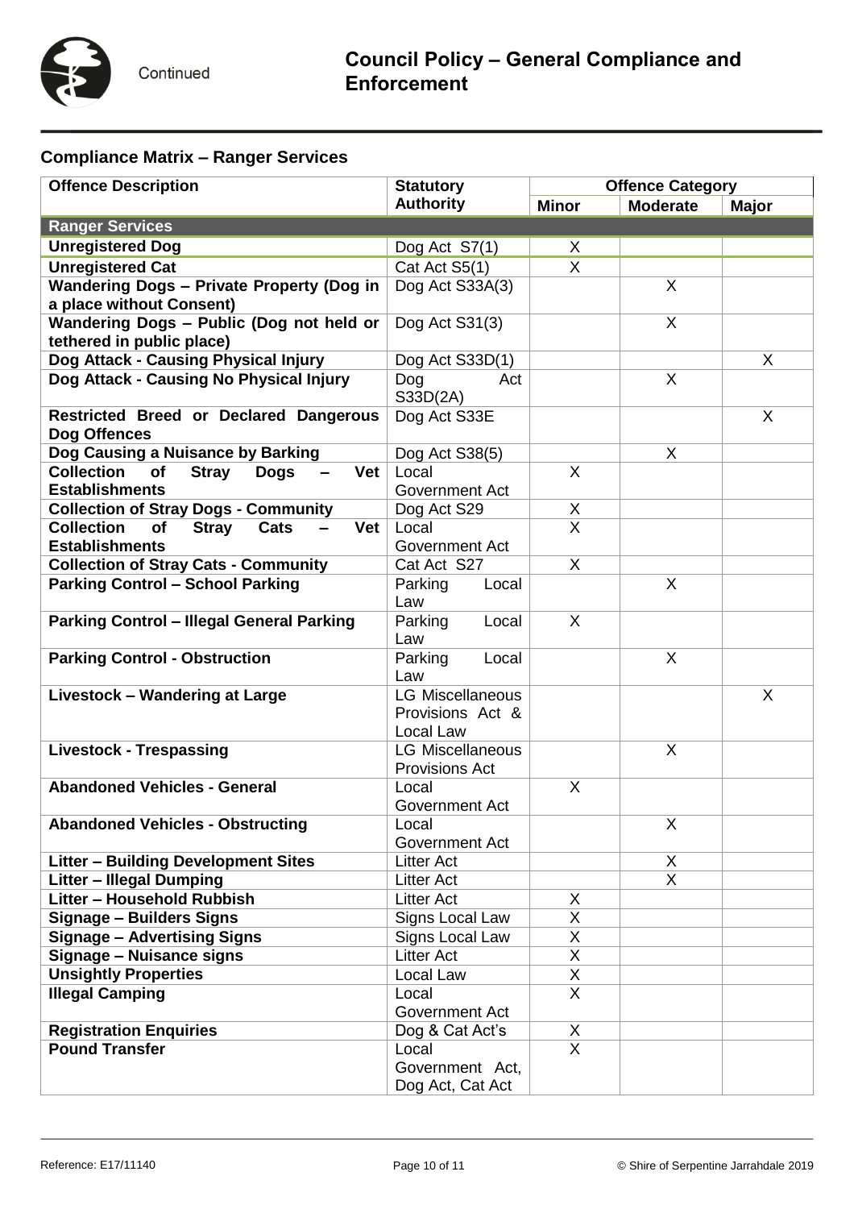## Compliance Matrix – Ranger Services

| Offence Description | Statutory Authority | Offence Category | | |
|---|---|---|---|---|
| | | Minor | Moderate | Major |
| **Ranger Services** | | | | |
| **Unregistered Dog** | Dog Act S7(1) | X | | |
| **Unregistered Cat** | Cat Act S5(1) | X | | |
| **Wandering Dogs – Private Property (Dog in a place without Consent)** | Dog Act S33A(3) | | X | |
| **Wandering Dogs – Public (Dog not held or tethered in public place)** | Dog Act S31(3) | | X | |
| **Dog Attack - Causing Physical Injury** | Dog Act S33D(1) | | | X |
| **Dog Attack - Causing No Physical Injury** | Dog Act S33D(2A) | | X | |
| **Restricted Breed or Declared Dangerous Dog Offences** | Dog Act S33E | | | X |
| **Dog Causing a Nuisance by Barking** | Dog Act S38(5) | | X | |
| **Collection of Stray Dogs – Vet Establishments** | Local Government Act | X | | |
| **Collection of Stray Dogs - Community** | Dog Act S29 | X | | |
| **Collection of Stray Cats – Vet Establishments** | Local Government Act | X | | |
| **Collection of Stray Cats - Community** | Cat Act S27 | X | | |
| **Parking Control – School Parking** | Parking Local Law | | X | |
| **Parking Control – Illegal General Parking** | Parking Local Law | X | | |
| **Parking Control - Obstruction** | Parking Local Law | | X | |
| **Livestock – Wandering at Large** | LG Miscellaneous Provisions Act & Local Law | | | X |
| **Livestock - Trespassing** | LG Miscellaneous Provisions Act | | X | |
| **Abandoned Vehicles - General** | Local Government Act | X | | |
| **Abandoned Vehicles - Obstructing** | Local Government Act | | X | |
| **Litter – Building Development Sites** | Litter Act | | X | |
| **Litter – Illegal Dumping** | Litter Act | | X | |
| **Litter – Household Rubbish** | Litter Act | X | | |
| **Signage – Builders Signs** | Signs Local Law | X | | |
| **Signage – Advertising Signs** | Signs Local Law | X | | |
| **Signage – Nuisance signs** | Litter Act | X | | |
| **Unsightly Properties** | Local Law | X | | |
| **Illegal Camping** | Local Government Act | X | | |
| **Registration Enquiries** | Dog & Cat Act's | X | | |
| **Pound Transfer** | Local Government Act, Dog Act, Cat Act | X | | |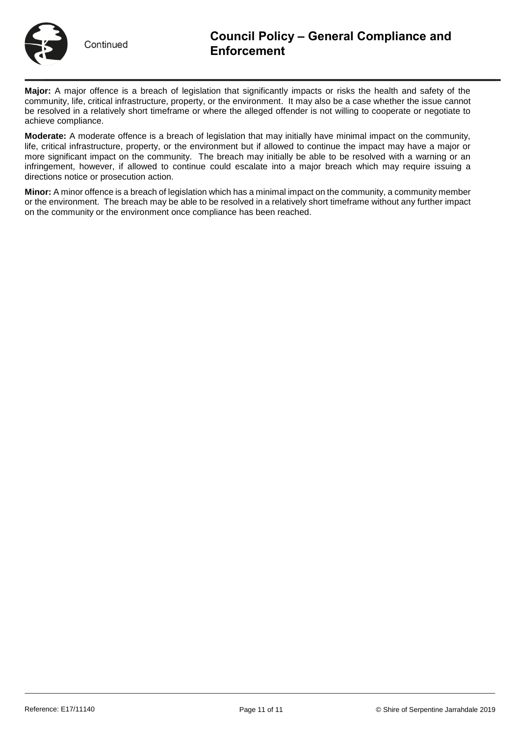**Major:** A major offence is a breach of legislation that significantly impacts or risks the health and safety of the community, life, critical infrastructure, property, or the environment. It may also be a case whether the issue cannot be resolved in a relatively short timeframe or where the alleged offender is not willing to cooperate or negotiate to achieve compliance.

**Moderate:** A moderate offence is a breach of legislation that may initially have minimal impact on the community, life, critical infrastructure, property, or the environment but if allowed to continue the impact may have a major or more significant impact on the community. The breach may initially be able to be resolved with a warning or an infringement, however, if allowed to continue could escalate into a major breach which may require issuing a directions notice or prosecution action.

**Minor:** A minor offence is a breach of legislation which has a minimal impact on the community, a community member or the environment. The breach may be able to be resolved in a relatively short timeframe without any further impact on the community or the environment once compliance has been reached.